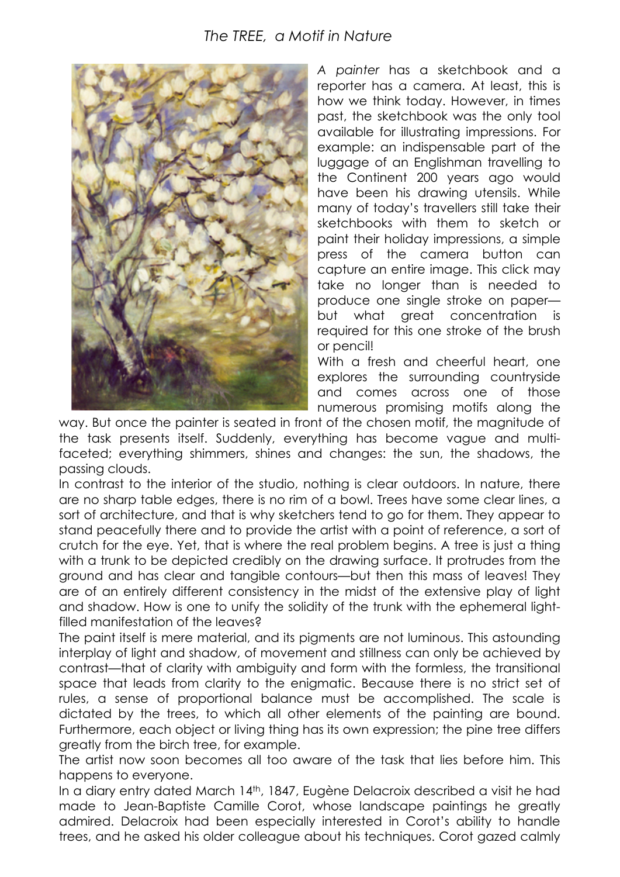# *The TREE, a Motif in Nature*

*A painter* has a sketchbook and a reporter has a camera. At least, this is how we think today. However, in times past, the sketchbook was the only tool available for illustrating impressions. For example: an indispensable part of the luggage of an Englishman travelling to the Continent 200 years ago would have been his drawing utensils. While many of today's travellers still take their sketchbooks with them to sketch or paint their holiday impressions, a simple press of the camera button can capture an entire image. This click may take no longer than is needed to produce one single stroke on paper—but what great concentration is required for this one stroke of the brush or pencil!

With a fresh and cheerful heart, one explores the surrounding countryside and comes across one of those numerous promising motifs along the way. But once the painter is seated in front of the chosen motif, the magnitude of the task presents itself. Suddenly, everything has become vague and multi-faceted; everything shimmers, shines and changes: the sun, the shadows, the passing clouds.

In contrast to the interior of the studio, nothing is clear outdoors. In nature, there are no sharp table edges, there is no rim of a bowl. Trees have some clear lines, a sort of architecture, and that is why sketchers tend to go for them. They appear to stand peacefully there and to provide the artist with a point of reference, a sort of crutch for the eye. Yet, that is where the real problem begins. A tree is just a thing with a trunk to be depicted credibly on the drawing surface. It protrudes from the ground and has clear and tangible contours—but then this mass of leaves! They are of an entirely different consistency in the midst of the extensive play of light and shadow. How is one to unify the solidity of the trunk with the ephemeral light-filled manifestation of the leaves?

The paint itself is mere material, and its pigments are not luminous. This astounding interplay of light and shadow, of movement and stillness can only be achieved by contrast—that of clarity with ambiguity and form with the formless, the transitional space that leads from clarity to the enigmatic. Because there is no strict set of rules, a sense of proportional balance must be accomplished. The scale is dictated by the trees, to which all other elements of the painting are bound. Furthermore, each object or living thing has its own expression; the pine tree differs greatly from the birch tree, for example.

The artist now soon becomes all too aware of the task that lies before him. This happens to everyone.

In a diary entry dated March 14th, 1847, Eugène Delacroix described a visit he had made to Jean-Baptiste Camille Corot, whose landscape paintings he greatly admired. Delacroix had been especially interested in Corot's ability to handle trees, and he asked his older colleague about his techniques. Corot gazed calmly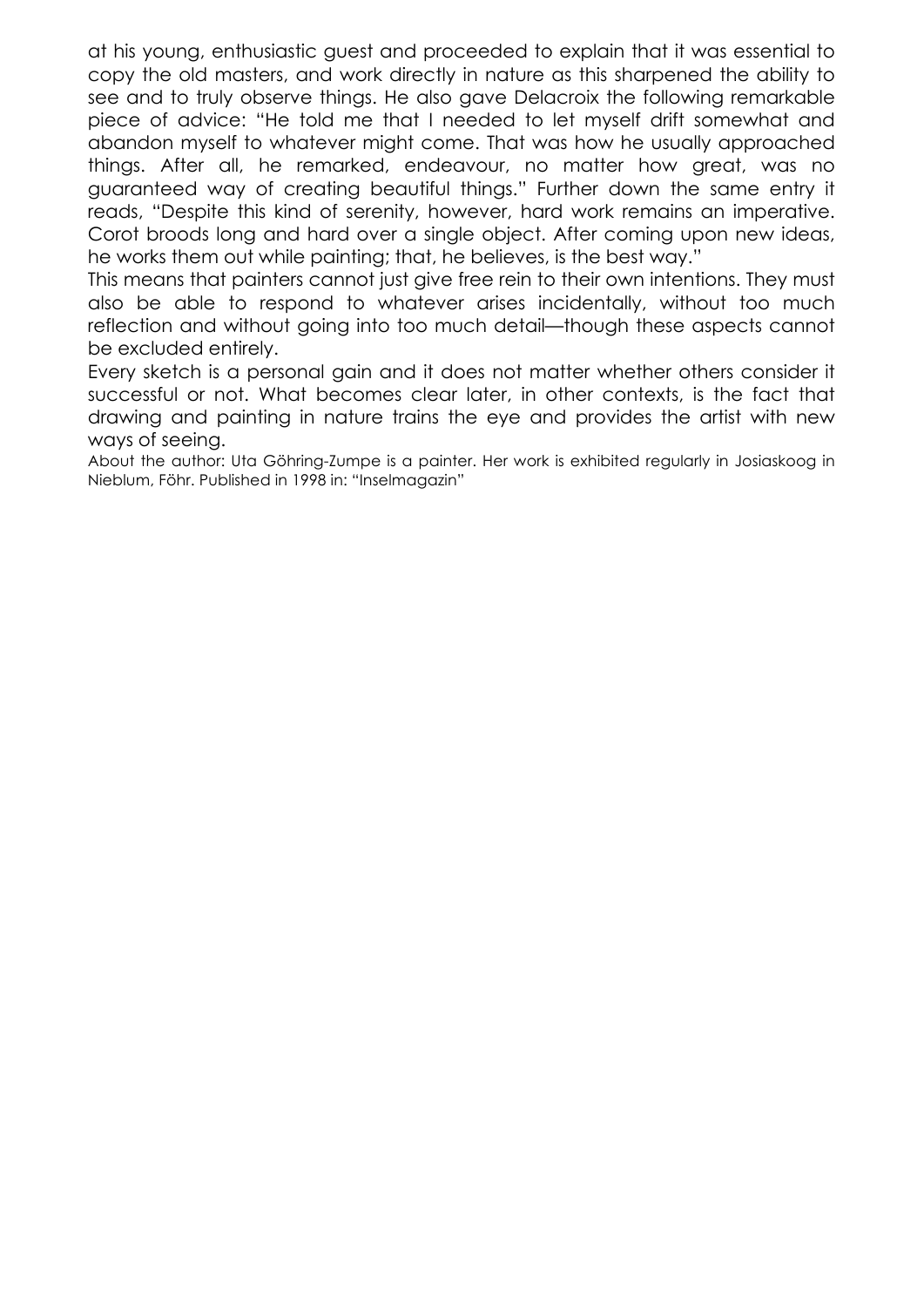at his young, enthusiastic guest and proceeded to explain that it was essential to copy the old masters, and work directly in nature as this sharpened the ability to see and to truly observe things. He also gave Delacroix the following remarkable piece of advice: "He told me that I needed to let myself drift somewhat and abandon myself to whatever might come. That was how he usually approached things. After all, he remarked, endeavour, no matter how great, was no guaranteed way of creating beautiful things." Further down the same entry it reads, "Despite this kind of serenity, however, hard work remains an imperative. Corot broods long and hard over a single object. After coming upon new ideas, he works them out while painting; that, he believes, is the best way."

This means that painters cannot just give free rein to their own intentions. They must also be able to respond to whatever arises incidentally, without too much reflection and without going into too much detail—though these aspects cannot be excluded entirely.

Every sketch is a personal gain and it does not matter whether others consider it successful or not. What becomes clear later, in other contexts, is the fact that drawing and painting in nature trains the eye and provides the artist with new ways of seeing.

About the author: Uta Göhring-Zumpe is a painter. Her work is exhibited regularly in Josiaskoog in Nieblum, Föhr. Published in 1998 in: "Inselmagazin"